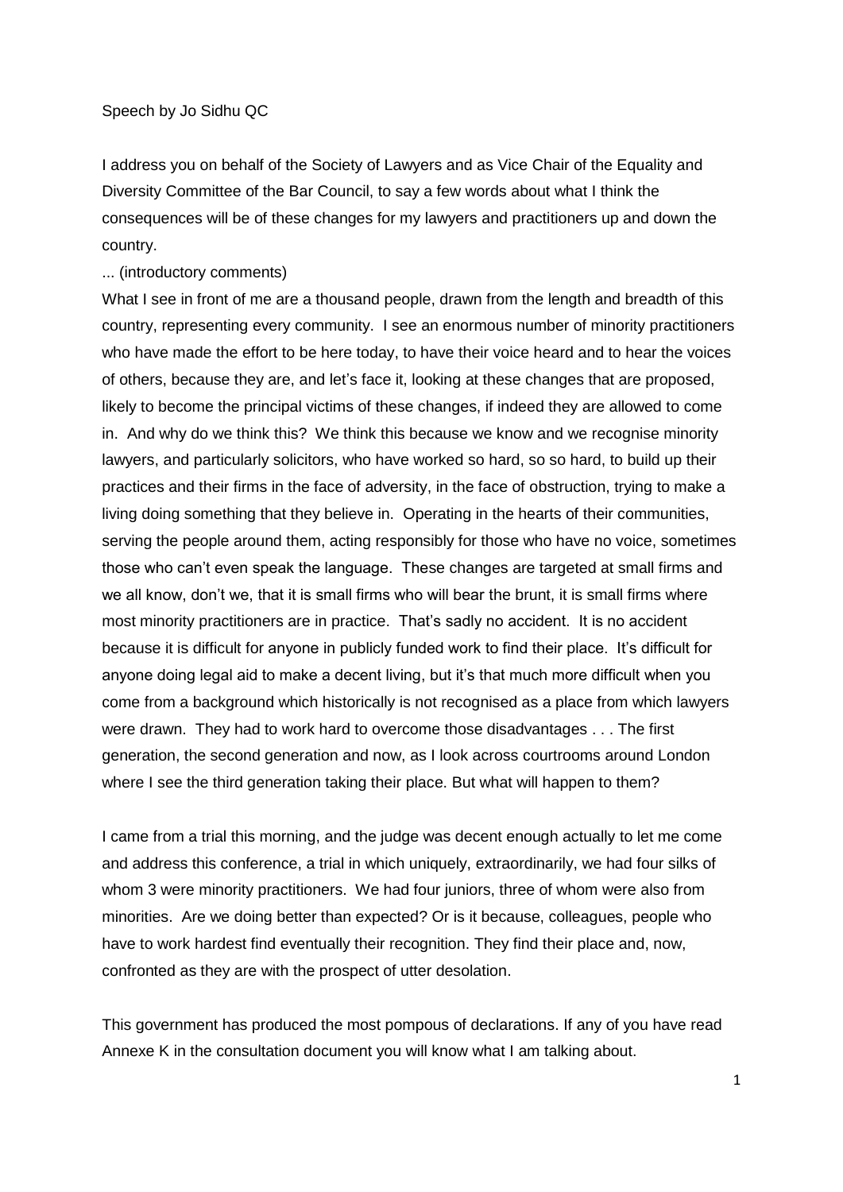Speech by Jo Sidhu QC

I address you on behalf of the Society of Lawyers and as Vice Chair of the Equality and Diversity Committee of the Bar Council, to say a few words about what I think the consequences will be of these changes for my lawyers and practitioners up and down the country.

... (introductory comments)

What I see in front of me are a thousand people, drawn from the length and breadth of this country, representing every community. I see an enormous number of minority practitioners who have made the effort to be here today, to have their voice heard and to hear the voices of others, because they are, and let's face it, looking at these changes that are proposed, likely to become the principal victims of these changes, if indeed they are allowed to come in. And why do we think this? We think this because we know and we recognise minority lawyers, and particularly solicitors, who have worked so hard, so so hard, to build up their practices and their firms in the face of adversity, in the face of obstruction, trying to make a living doing something that they believe in. Operating in the hearts of their communities, serving the people around them, acting responsibly for those who have no voice, sometimes those who can't even speak the language. These changes are targeted at small firms and we all know, don't we, that it is small firms who will bear the brunt, it is small firms where most minority practitioners are in practice. That's sadly no accident. It is no accident because it is difficult for anyone in publicly funded work to find their place. It's difficult for anyone doing legal aid to make a decent living, but it's that much more difficult when you come from a background which historically is not recognised as a place from which lawyers were drawn. They had to work hard to overcome those disadvantages . . . The first generation, the second generation and now, as I look across courtrooms around London where I see the third generation taking their place. But what will happen to them?

I came from a trial this morning, and the judge was decent enough actually to let me come and address this conference, a trial in which uniquely, extraordinarily, we had four silks of whom 3 were minority practitioners. We had four juniors, three of whom were also from minorities. Are we doing better than expected? Or is it because, colleagues, people who have to work hardest find eventually their recognition. They find their place and, now, confronted as they are with the prospect of utter desolation.

This government has produced the most pompous of declarations. If any of you have read Annexe K in the consultation document you will know what I am talking about.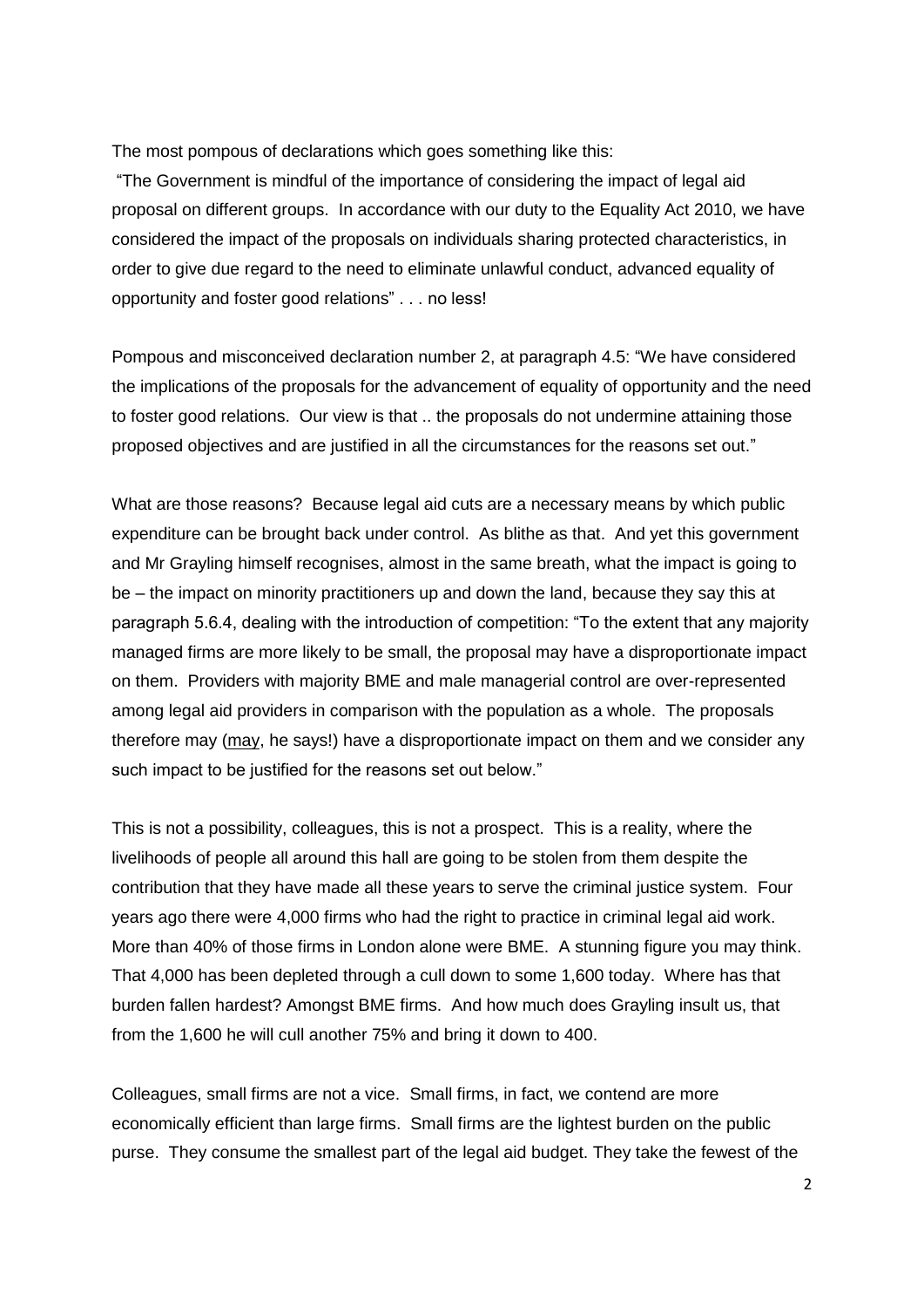The most pompous of declarations which goes something like this:

"The Government is mindful of the importance of considering the impact of legal aid proposal on different groups. In accordance with our duty to the Equality Act 2010, we have considered the impact of the proposals on individuals sharing protected characteristics, in order to give due regard to the need to eliminate unlawful conduct, advanced equality of opportunity and foster good relations" . . . no less!

Pompous and misconceived declaration number 2, at paragraph 4.5: "We have considered the implications of the proposals for the advancement of equality of opportunity and the need to foster good relations. Our view is that .. the proposals do not undermine attaining those proposed objectives and are justified in all the circumstances for the reasons set out."

What are those reasons? Because legal aid cuts are a necessary means by which public expenditure can be brought back under control. As blithe as that. And yet this government and Mr Grayling himself recognises, almost in the same breath, what the impact is going to be – the impact on minority practitioners up and down the land, because they say this at paragraph 5.6.4, dealing with the introduction of competition: "To the extent that any majority managed firms are more likely to be small, the proposal may have a disproportionate impact on them. Providers with majority BME and male managerial control are over-represented among legal aid providers in comparison with the population as a whole. The proposals therefore may (may, he says!) have a disproportionate impact on them and we consider any such impact to be justified for the reasons set out below."

This is not a possibility, colleagues, this is not a prospect. This is a reality, where the livelihoods of people all around this hall are going to be stolen from them despite the contribution that they have made all these years to serve the criminal justice system. Four years ago there were 4,000 firms who had the right to practice in criminal legal aid work. More than 40% of those firms in London alone were BME. A stunning figure you may think. That 4,000 has been depleted through a cull down to some 1,600 today. Where has that burden fallen hardest? Amongst BME firms. And how much does Grayling insult us, that from the 1,600 he will cull another 75% and bring it down to 400.

Colleagues, small firms are not a vice. Small firms, in fact, we contend are more economically efficient than large firms. Small firms are the lightest burden on the public purse. They consume the smallest part of the legal aid budget. They take the fewest of the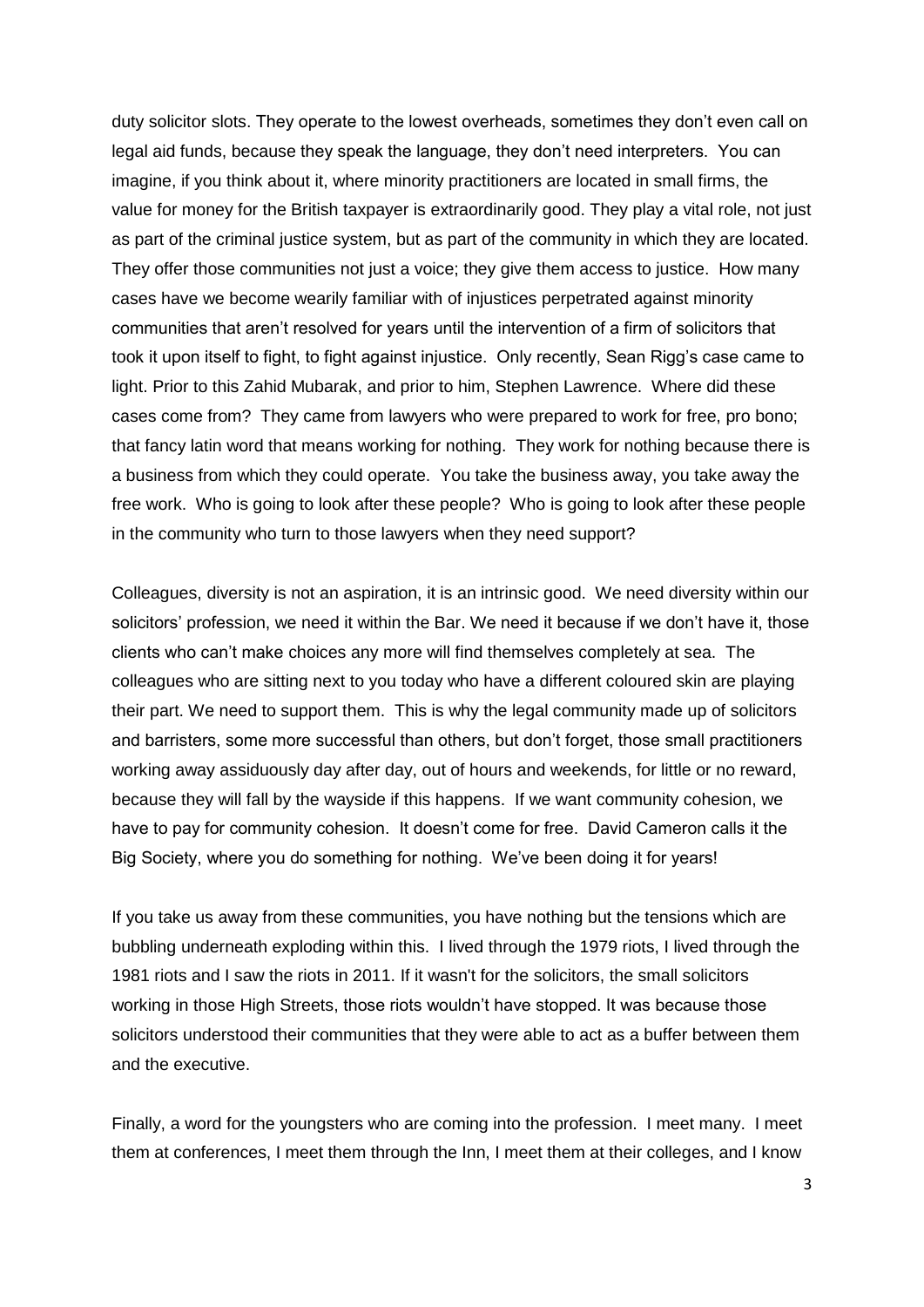duty solicitor slots. They operate to the lowest overheads, sometimes they don't even call on legal aid funds, because they speak the language, they don't need interpreters. You can imagine, if you think about it, where minority practitioners are located in small firms, the value for money for the British taxpayer is extraordinarily good. They play a vital role, not just as part of the criminal justice system, but as part of the community in which they are located. They offer those communities not just a voice; they give them access to justice. How many cases have we become wearily familiar with of injustices perpetrated against minority communities that aren't resolved for years until the intervention of a firm of solicitors that took it upon itself to fight, to fight against injustice. Only recently, Sean Rigg's case came to light. Prior to this Zahid Mubarak, and prior to him, Stephen Lawrence. Where did these cases come from? They came from lawyers who were prepared to work for free, pro bono; that fancy latin word that means working for nothing. They work for nothing because there is a business from which they could operate. You take the business away, you take away the free work. Who is going to look after these people? Who is going to look after these people in the community who turn to those lawyers when they need support?

Colleagues, diversity is not an aspiration, it is an intrinsic good. We need diversity within our solicitors' profession, we need it within the Bar. We need it because if we don't have it, those clients who can't make choices any more will find themselves completely at sea. The colleagues who are sitting next to you today who have a different coloured skin are playing their part. We need to support them. This is why the legal community made up of solicitors and barristers, some more successful than others, but don't forget, those small practitioners working away assiduously day after day, out of hours and weekends, for little or no reward, because they will fall by the wayside if this happens. If we want community cohesion, we have to pay for community cohesion. It doesn't come for free. David Cameron calls it the Big Society, where you do something for nothing. We've been doing it for years!

If you take us away from these communities, you have nothing but the tensions which are bubbling underneath exploding within this. I lived through the 1979 riots, I lived through the 1981 riots and I saw the riots in 2011. If it wasn't for the solicitors, the small solicitors working in those High Streets, those riots wouldn't have stopped. It was because those solicitors understood their communities that they were able to act as a buffer between them and the executive.

Finally, a word for the youngsters who are coming into the profession. I meet many. I meet them at conferences, I meet them through the Inn, I meet them at their colleges, and I know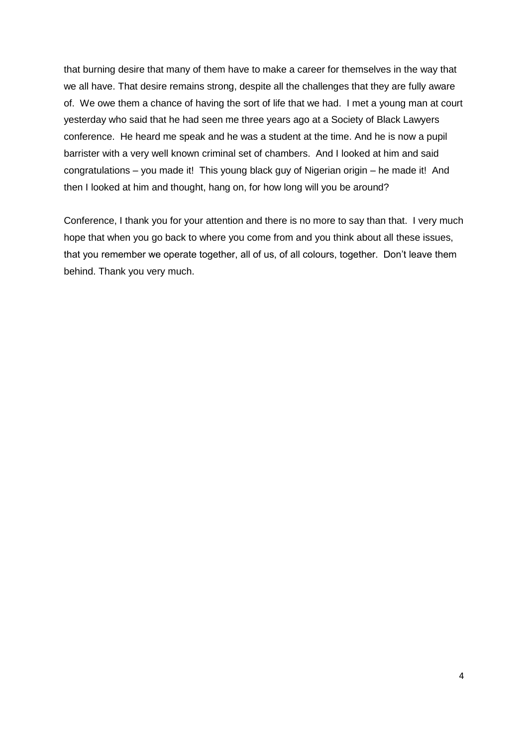that burning desire that many of them have to make a career for themselves in the way that we all have. That desire remains strong, despite all the challenges that they are fully aware of. We owe them a chance of having the sort of life that we had. I met a young man at court yesterday who said that he had seen me three years ago at a Society of Black Lawyers conference. He heard me speak and he was a student at the time. And he is now a pupil barrister with a very well known criminal set of chambers. And I looked at him and said congratulations – you made it! This young black guy of Nigerian origin – he made it! And then I looked at him and thought, hang on, for how long will you be around?

Conference, I thank you for your attention and there is no more to say than that. I very much hope that when you go back to where you come from and you think about all these issues, that you remember we operate together, all of us, of all colours, together. Don't leave them behind. Thank you very much.